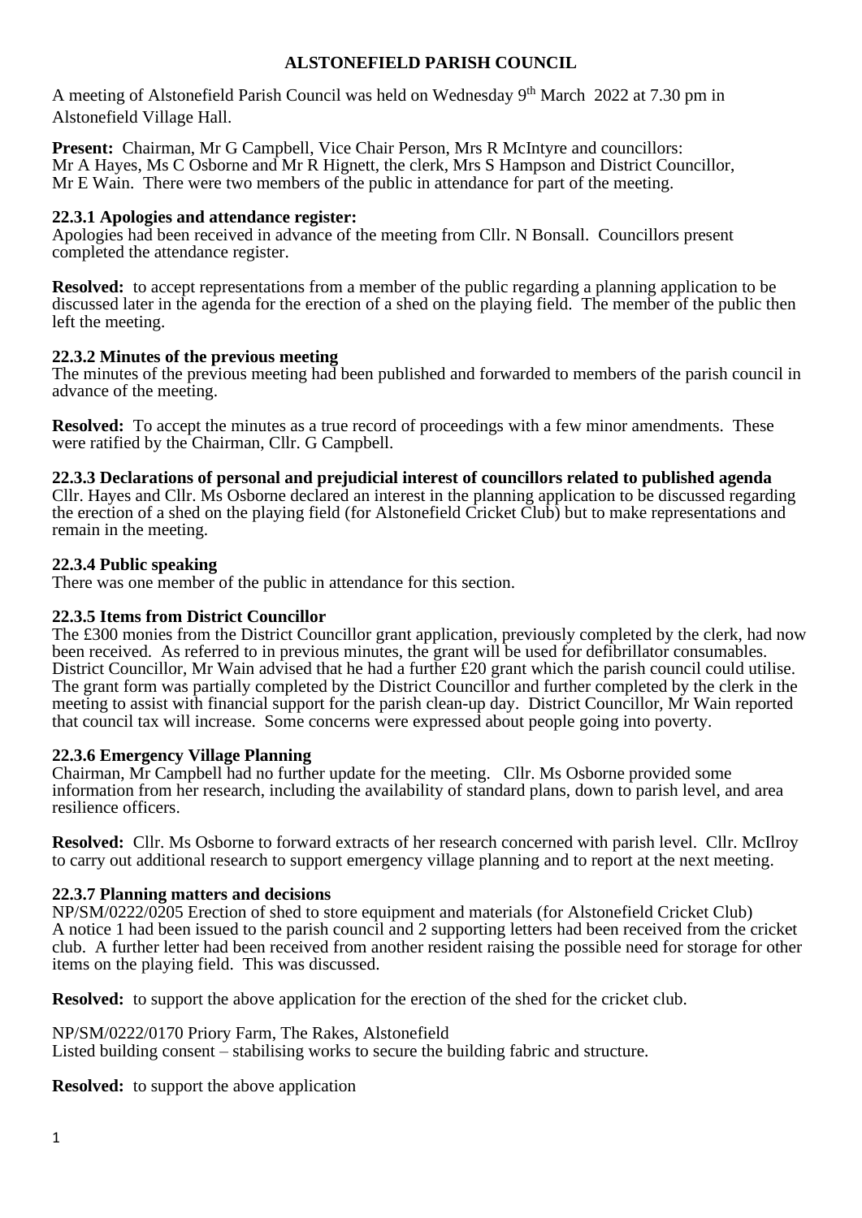# ALSTONEFIELD PARISH COUNCIL

A meeting of Alstonefield Parish Council was held on Wednesday 9th March 2022 at 7.30 pm in Alstonefield Village Hall.

**Present:** Chairman, Mr G Campbell, Vice Chair Person, Mrs R McIntyre and councillors: Mr A Hayes, Ms C Osborne and Mr R Hignett, the clerk, Mrs S Hampson and District Councillor, Mr E Wain. There were two members of the public in attendance for part of the meeting.

### 22.3.1 Apologies and attendance register:

Apologies had been received in advance of the meeting from Cllr. N Bonsall. Councillors present completed the attendance register.

**Resolved:** to accept representations from a member of the public regarding a planning application to be discussed later in the agenda for the erection of a shed on the playing field. The member of the public then left the meeting.

### 22.3.2 Minutes of the previous meeting

The minutes of the previous meeting had been published and forwarded to members of the parish council in advance of the meeting.

**Resolved:** To accept the minutes as a true record of proceedings with a few minor amendments. These were ratified by the Chairman, Cllr. G Campbell.

### 22.3.3 Declarations of personal and prejudicial interest of councillors related to published agenda

Cllr. Hayes and Cllr. Ms Osborne declared an interest in the planning application to be discussed regarding the erection of a shed on the playing field (for Alstonefield Cricket Club) but to make representations and remain in the meeting.

### 22.3.4 Public speaking

There was one member of the public in attendance for this section.

### 22.3.5 Items from District Councillor

The £300 monies from the District Councillor grant application, previously completed by the clerk, had now been received. As referred to in previous minutes, the grant will be used for defibrillator consumables. District Councillor, Mr Wain advised that he had a further £20 grant which the parish council could utilise. The grant form was partially completed by the District Councillor and further completed by the clerk in the meeting to assist with financial support for the parish clean-up day. District Councillor, Mr Wain reported that council tax will increase. Some concerns were expressed about people going into poverty.

### 22.3.6 Emergency Village Planning

Chairman, Mr Campbell had no further update for the meeting. Cllr. Ms Osborne provided some information from her research, including the availability of standard plans, down to parish level, and area resilience officers.

**Resolved:** Cllr. Ms Osborne to forward extracts of her research concerned with parish level. Cllr. McIlroy to carry out additional research to support emergency village planning and to report at the next meeting.

### 22.3.7 Planning matters and decisions

NP/SM/0222/0205 Erection of shed to store equipment and materials (for Alstonefield Cricket Club)
A notice 1 had been issued to the parish council and 2 supporting letters had been received from the cricket club. A further letter had been received from another resident raising the possible need for storage for other items on the playing field. This was discussed.

**Resolved:** to support the above application for the erection of the shed for the cricket club.

NP/SM/0222/0170 Priory Farm, The Rakes, Alstonefield
Listed building consent – stabilising works to secure the building fabric and structure.

**Resolved:** to support the above application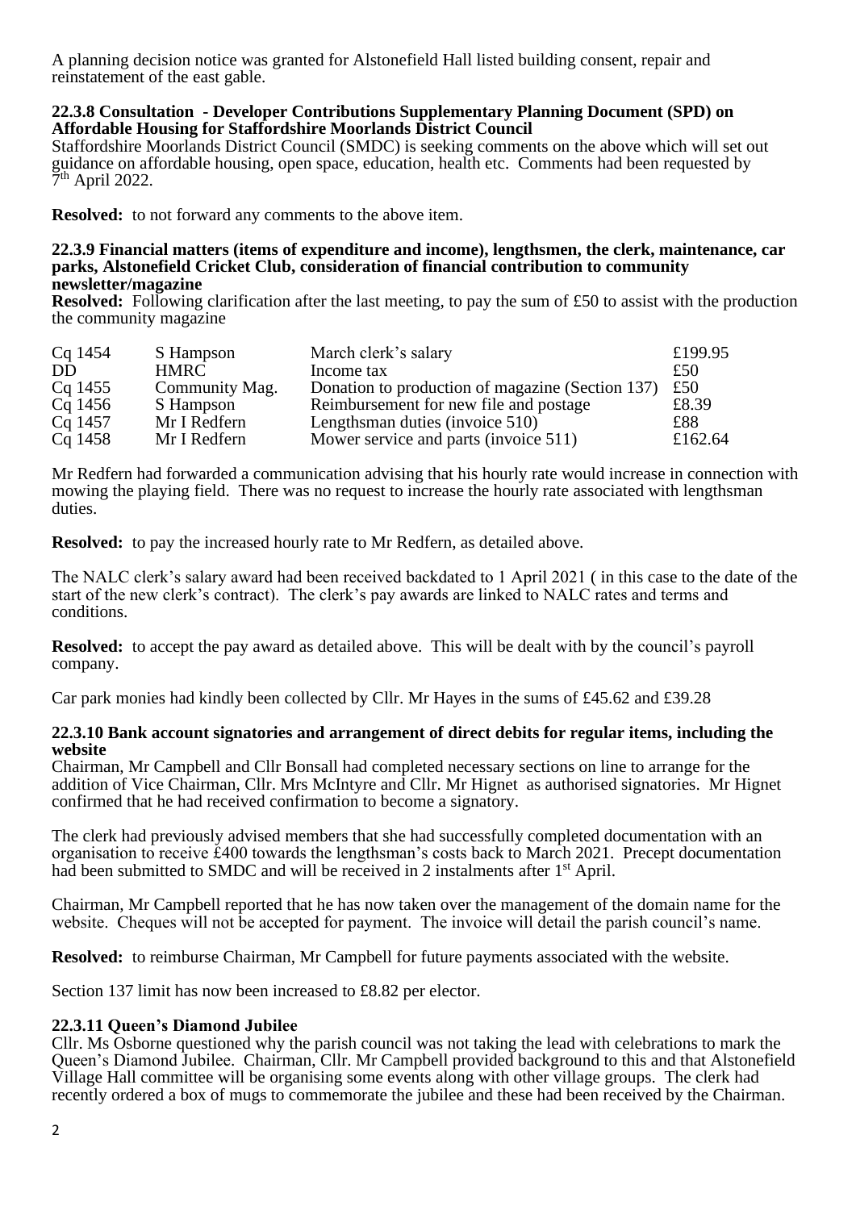A planning decision notice was granted for Alstonefield Hall listed building consent, repair and reinstatement of the east gable.

### 22.3.8 Consultation - Developer Contributions Supplementary Planning Document (SPD) on Affordable Housing for Staffordshire Moorlands District Council

Staffordshire Moorlands District Council (SMDC) is seeking comments on the above which will set out guidance on affordable housing, open space, education, health etc. Comments had been requested by 7th April 2022.

**Resolved:** to not forward any comments to the above item.

### 22.3.9 Financial matters (items of expenditure and income), lengthsmen, the clerk, maintenance, car parks, Alstonefield Cricket Club, consideration of financial contribution to community newsletter/magazine

**Resolved:** Following clarification after the last meeting, to pay the sum of £50 to assist with the production the community magazine

| | | | |
|---|---|---|---|
| Cq 1454 | S Hampson | March clerk's salary | £199.95 |
| DD | HMRC | Income tax | £50 |
| Cq 1455 | Community Mag. | Donation to production of magazine (Section 137) | £50 |
| Cq 1456 | S Hampson | Reimbursement for new file and postage | £8.39 |
| Cq 1457 | Mr I Redfern | Lengthsman duties (invoice 510) | £88 |
| Cq 1458 | Mr I Redfern | Mower service and parts (invoice 511) | £162.64 |

Mr Redfern had forwarded a communication advising that his hourly rate would increase in connection with mowing the playing field. There was no request to increase the hourly rate associated with lengthsman duties.

**Resolved:** to pay the increased hourly rate to Mr Redfern, as detailed above.

The NALC clerk's salary award had been received backdated to 1 April 2021 ( in this case to the date of the start of the new clerk's contract). The clerk's pay awards are linked to NALC rates and terms and conditions.

**Resolved:** to accept the pay award as detailed above. This will be dealt with by the council's payroll company.

Car park monies had kindly been collected by Cllr. Mr Hayes in the sums of £45.62 and £39.28

### 22.3.10 Bank account signatories and arrangement of direct debits for regular items, including the website

Chairman, Mr Campbell and Cllr Bonsall had completed necessary sections on line to arrange for the addition of Vice Chairman, Cllr. Mrs McIntyre and Cllr. Mr Hignet as authorised signatories. Mr Hignet confirmed that he had received confirmation to become a signatory.

The clerk had previously advised members that she had successfully completed documentation with an organisation to receive £400 towards the lengthsman's costs back to March 2021. Precept documentation had been submitted to SMDC and will be received in 2 instalments after 1st April.

Chairman, Mr Campbell reported that he has now taken over the management of the domain name for the website. Cheques will not be accepted for payment. The invoice will detail the parish council's name.

**Resolved:** to reimburse Chairman, Mr Campbell for future payments associated with the website.

Section 137 limit has now been increased to £8.82 per elector.

### 22.3.11 Queen's Diamond Jubilee

Cllr. Ms Osborne questioned why the parish council was not taking the lead with celebrations to mark the Queen's Diamond Jubilee. Chairman, Cllr. Mr Campbell provided background to this and that Alstonefield Village Hall committee will be organising some events along with other village groups. The clerk had recently ordered a box of mugs to commemorate the jubilee and these had been received by the Chairman.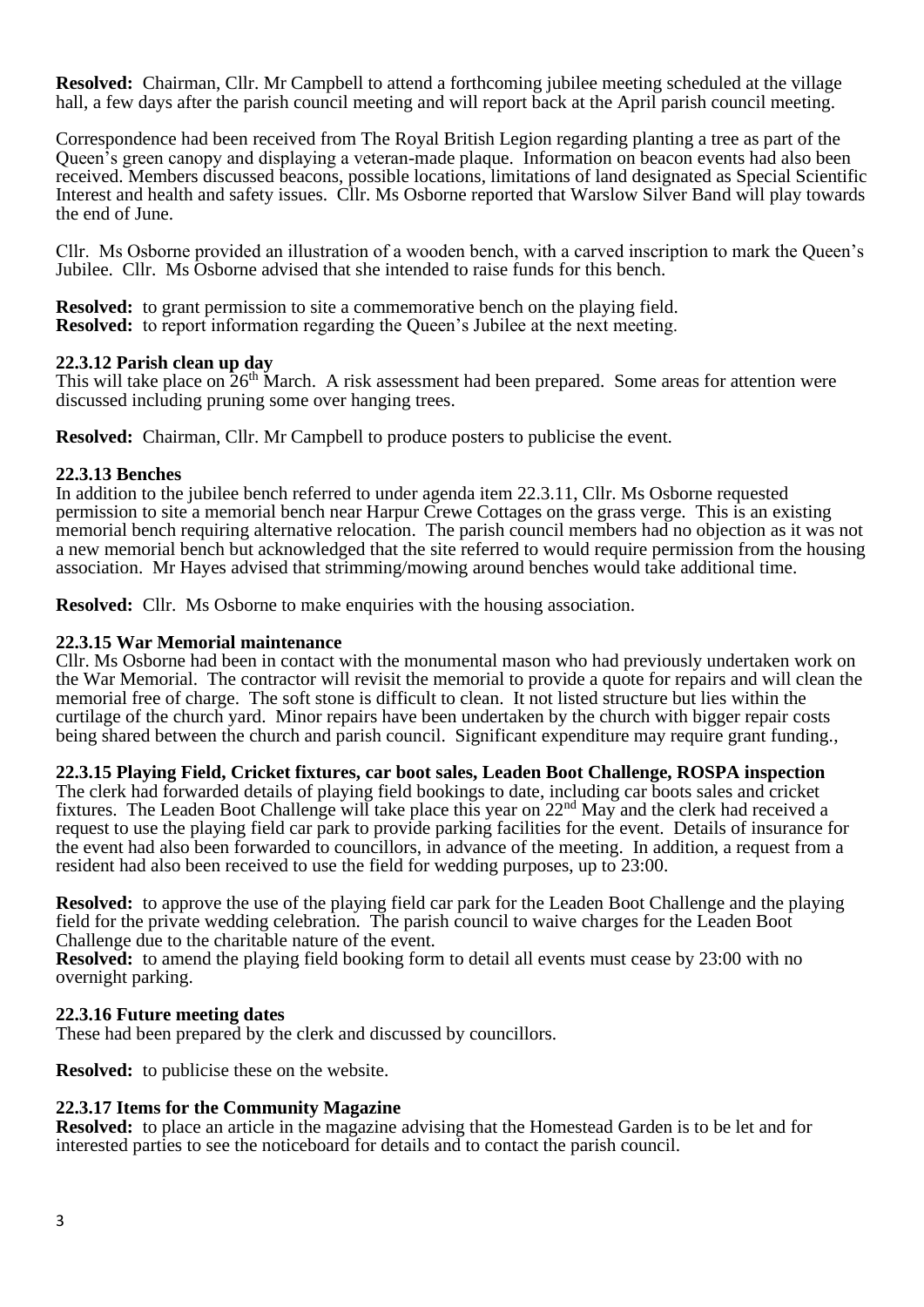**Resolved:** Chairman, Cllr. Mr Campbell to attend a forthcoming jubilee meeting scheduled at the village hall, a few days after the parish council meeting and will report back at the April parish council meeting.

Correspondence had been received from The Royal British Legion regarding planting a tree as part of the Queen's green canopy and displaying a veteran-made plaque. Information on beacon events had also been received. Members discussed beacons, possible locations, limitations of land designated as Special Scientific Interest and health and safety issues. Cllr. Ms Osborne reported that Warslow Silver Band will play towards the end of June.

Cllr. Ms Osborne provided an illustration of a wooden bench, with a carved inscription to mark the Queen's Jubilee. Cllr. Ms Osborne advised that she intended to raise funds for this bench.

**Resolved:** to grant permission to site a commemorative bench on the playing field.
**Resolved:** to report information regarding the Queen's Jubilee at the next meeting.

### 22.3.12 Parish clean up day

This will take place on 26th March. A risk assessment had been prepared. Some areas for attention were discussed including pruning some over hanging trees.

**Resolved:** Chairman, Cllr. Mr Campbell to produce posters to publicise the event.

### 22.3.13 Benches

In addition to the jubilee bench referred to under agenda item 22.3.11, Cllr. Ms Osborne requested permission to site a memorial bench near Harpur Crewe Cottages on the grass verge. This is an existing memorial bench requiring alternative relocation. The parish council members had no objection as it was not a new memorial bench but acknowledged that the site referred to would require permission from the housing association. Mr Hayes advised that strimming/mowing around benches would take additional time.

**Resolved:** Cllr. Ms Osborne to make enquiries with the housing association.

### 22.3.15 War Memorial maintenance

Cllr. Ms Osborne had been in contact with the monumental mason who had previously undertaken work on the War Memorial. The contractor will revisit the memorial to provide a quote for repairs and will clean the memorial free of charge. The soft stone is difficult to clean. It not listed structure but lies within the curtilage of the church yard. Minor repairs have been undertaken by the church with bigger repair costs being shared between the church and parish council. Significant expenditure may require grant funding.,

### 22.3.15 Playing Field, Cricket fixtures, car boot sales, Leaden Boot Challenge, ROSPA inspection

The clerk had forwarded details of playing field bookings to date, including car boots sales and cricket fixtures. The Leaden Boot Challenge will take place this year on 22nd May and the clerk had received a request to use the playing field car park to provide parking facilities for the event. Details of insurance for the event had also been forwarded to councillors, in advance of the meeting. In addition, a request from a resident had also been received to use the field for wedding purposes, up to 23:00.

**Resolved:** to approve the use of the playing field car park for the Leaden Boot Challenge and the playing field for the private wedding celebration. The parish council to waive charges for the Leaden Boot Challenge due to the charitable nature of the event.
**Resolved:** to amend the playing field booking form to detail all events must cease by 23:00 with no overnight parking.

### 22.3.16 Future meeting dates

These had been prepared by the clerk and discussed by councillors.

**Resolved:** to publicise these on the website.

### 22.3.17 Items for the Community Magazine

**Resolved:** to place an article in the magazine advising that the Homestead Garden is to be let and for interested parties to see the noticeboard for details and to contact the parish council.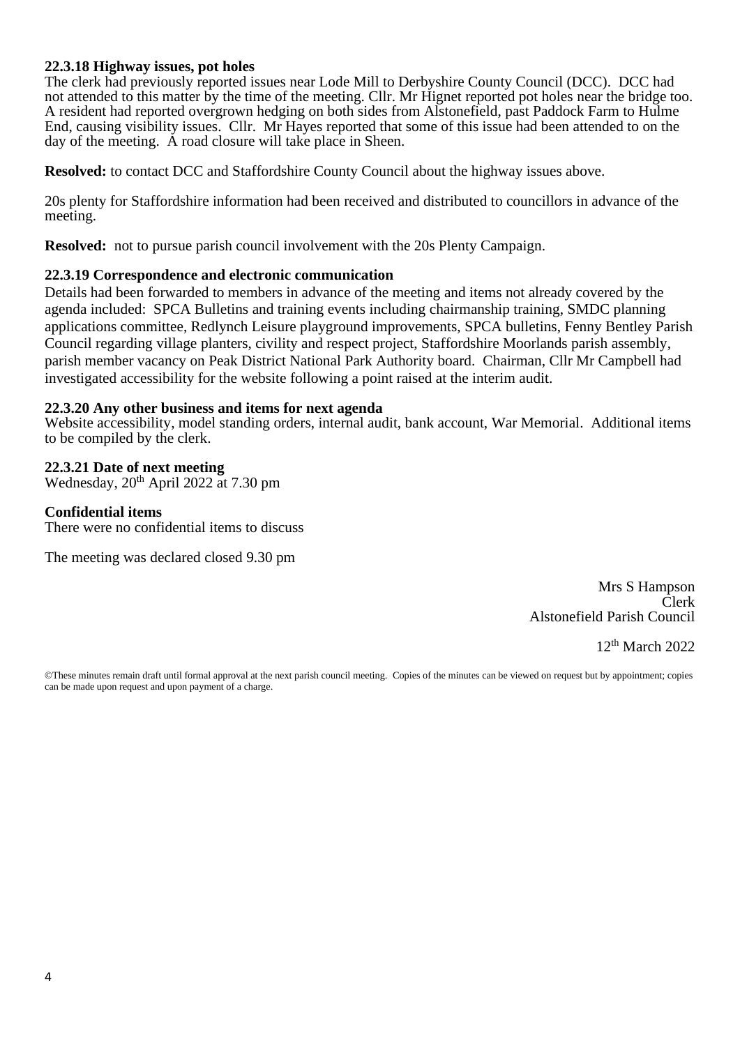**22.3.18 Highway issues, pot holes**

The clerk had previously reported issues near Lode Mill to Derbyshire County Council (DCC). DCC had not attended to this matter by the time of the meeting. Cllr. Mr Hignet reported pot holes near the bridge too. A resident had reported overgrown hedging on both sides from Alstonefield, past Paddock Farm to Hulme End, causing visibility issues. Cllr. Mr Hayes reported that some of this issue had been attended to on the day of the meeting. A road closure will take place in Sheen.

**Resolved:** to contact DCC and Staffordshire County Council about the highway issues above.

20s plenty for Staffordshire information had been received and distributed to councillors in advance of the meeting.

**Resolved:** not to pursue parish council involvement with the 20s Plenty Campaign.

**22.3.19 Correspondence and electronic communication**

Details had been forwarded to members in advance of the meeting and items not already covered by the agenda included: SPCA Bulletins and training events including chairmanship training, SMDC planning applications committee, Redlynch Leisure playground improvements, SPCA bulletins, Fenny Bentley Parish Council regarding village planters, civility and respect project, Staffordshire Moorlands parish assembly, parish member vacancy on Peak District National Park Authority board. Chairman, Cllr Mr Campbell had investigated accessibility for the website following a point raised at the interim audit.

**22.3.20 Any other business and items for next agenda**

Website accessibility, model standing orders, internal audit, bank account, War Memorial. Additional items to be compiled by the clerk.

**22.3.21 Date of next meeting**

Wednesday, 20th April 2022 at 7.30 pm

**Confidential items**

There were no confidential items to discuss

The meeting was declared closed 9.30 pm

Mrs S Hampson
Clerk
Alstonefield Parish Council

12th March 2022

©These minutes remain draft until formal approval at the next parish council meeting. Copies of the minutes can be viewed on request but by appointment; copies can be made upon request and upon payment of a charge.